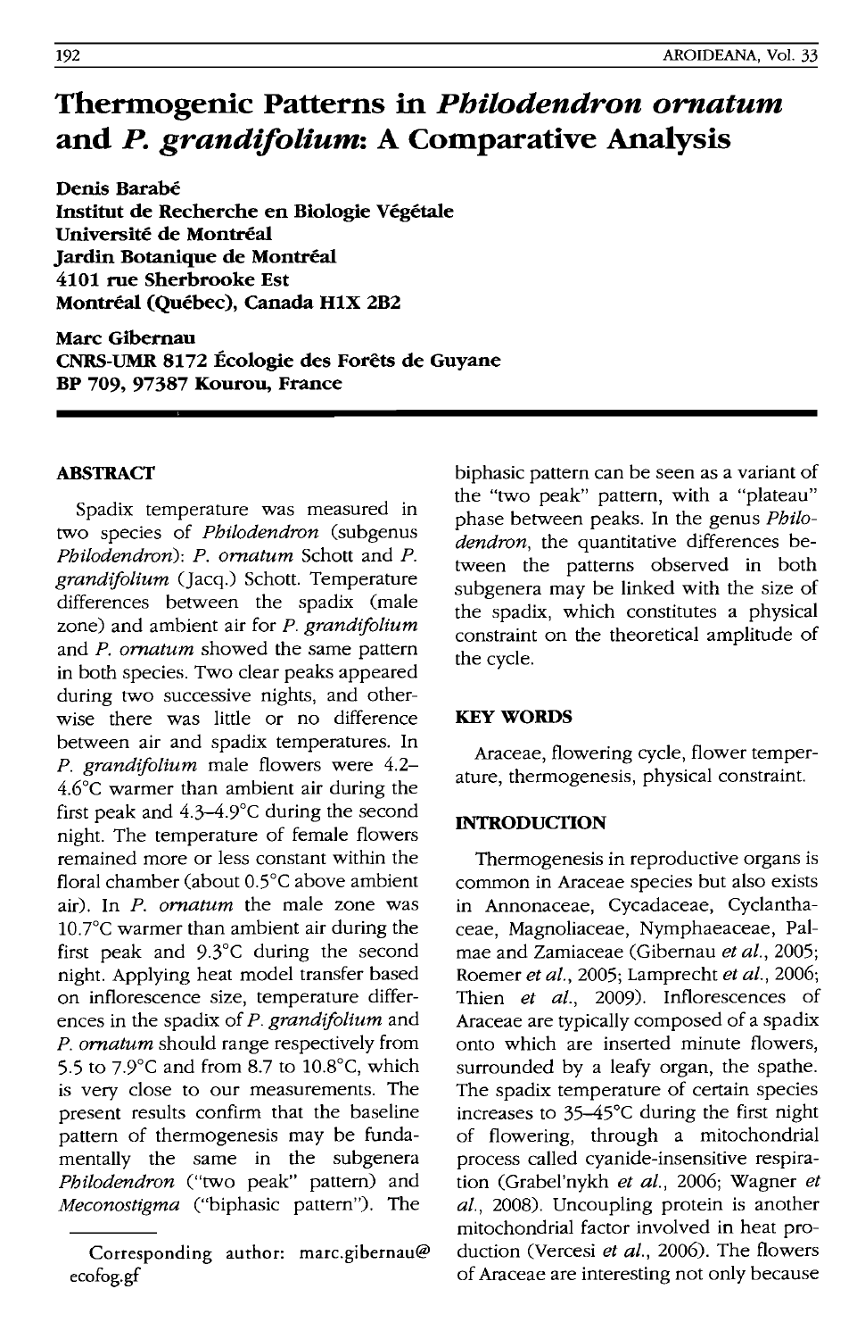# Thermogenic Patterns in *Philodendron ornatum* and *P. grandifolium*: A Comparative Analysis

**Denis Barabé**
**Institut de Recherche en Biologie Végétale**
**Université de Montréal**
**Jardin Botanique de Montréal**
**4101 rue Sherbrooke Est**
**Montréal (Québec), Canada H1X 2B2**

**Marc Gibernau**
**CNRS-UMR 8172 Écologie des Forêts de Guyane**
**BP 709, 97387 Kourou, France**

## ABSTRACT

Spadix temperature was measured in two species of *Philodendron* (subgenus *Philodendron*): *P. ornatum* Schott and *P. grandifolium* (Jacq.) Schott. Temperature differences between the spadix (male zone) and ambient air for *P. grandifolium* and *P. ornatum* showed the same pattern in both species. Two clear peaks appeared during two successive nights, and otherwise there was little or no difference between air and spadix temperatures. In *P. grandifolium* male flowers were 4.2–4.6°C warmer than ambient air during the first peak and 4.3–4.9°C during the second night. The temperature of female flowers remained more or less constant within the floral chamber (about 0.5°C above ambient air). In *P. ornatum* the male zone was 10.7°C warmer than ambient air during the first peak and 9.3°C during the second night. Applying heat model transfer based on inflorescence size, temperature differences in the spadix of *P. grandifolium* and *P. ornatum* should range respectively from 5.5 to 7.9°C and from 8.7 to 10.8°C, which is very close to our measurements. The present results confirm that the baseline pattern of thermogenesis may be fundamentally the same in the subgenera *Philodendron* ("two peak" pattern) and *Meconostigma* ("biphasic pattern"). The biphasic pattern can be seen as a variant of the "two peak" pattern, with a "plateau" phase between peaks. In the genus *Philodendron*, the quantitative differences between the patterns observed in both subgenera may be linked with the size of the spadix, which constitutes a physical constraint on the theoretical amplitude of the cycle.

Corresponding author: marc.gibernau@ecofog.gf

## KEY WORDS

Araceae, flowering cycle, flower temperature, thermogenesis, physical constraint.

## INTRODUCTION

Thermogenesis in reproductive organs is common in Araceae species but also exists in Annonaceae, Cycadaceae, Cyclanthaceae, Magnoliaceae, Nymphaeaceae, Palmae and Zamiaceae (Gibernau *et al.*, 2005; Roemer *et al.*, 2005; Lamprecht *et al.*, 2006; Thien *et al.*, 2009). Inflorescences of Araceae are typically composed of a spadix onto which are inserted minute flowers, surrounded by a leafy organ, the spathe. The spadix temperature of certain species increases to 35–45°C during the first night of flowering, through a mitochondrial process called cyanide-insensitive respiration (Grabel'nykh *et al.*, 2006; Wagner *et al.*, 2008). Uncoupling protein is another mitochondrial factor involved in heat production (Vercesi *et al.*, 2006). The flowers of Araceae are interesting not only because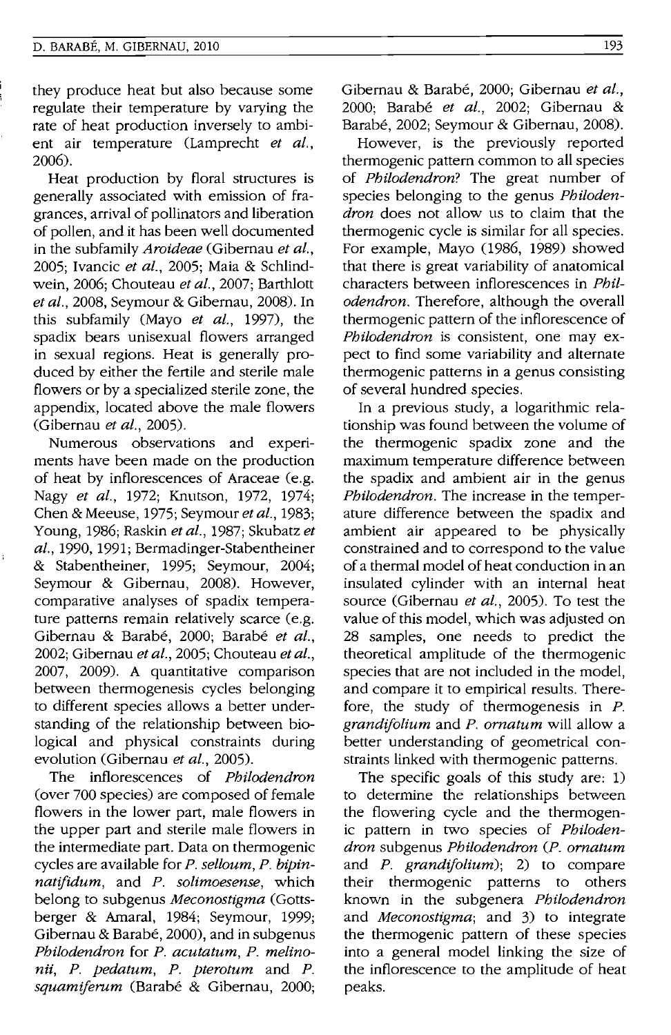they produce heat but also because some regulate their temperature by varying the rate of heat production inversely to ambient air temperature (Lamprecht *et al.*, 2006).

Heat production by floral structures is generally associated with emission of fragrances, arrival of pollinators and liberation of pollen, and it has been well documented in the subfamily *Aroideae* (Gibernau *et al.*, 2005; Ivancic *et al.*, 2005; Maia & Schlindwein, 2006; Chouteau *et al.*, 2007; Barthlott *et al.*, 2008, Seymour & Gibernau, 2008). In this subfamily (Mayo *et al.*, 1997), the spadix bears unisexual flowers arranged in sexual regions. Heat is generally produced by either the fertile and sterile male flowers or by a specialized sterile zone, the appendix, located above the male flowers (Gibernau *et al.*, 2005).

Numerous observations and experiments have been made on the production of heat by inflorescences of Araceae (e.g. Nagy *et al.*, 1972; Knutson, 1972, 1974; Chen & Meeuse, 1975; Seymour *et al.*, 1983; Young, 1986; Raskin *et al.*, 1987; Skubatz *et al.*, 1990, 1991; Bermadinger-Stabentheiner & Stabentheiner, 1995; Seymour, 2004; Seymour & Gibernau, 2008). However, comparative analyses of spadix temperature patterns remain relatively scarce (e.g. Gibernau & Barabé, 2000; Barabé *et al.*, 2002; Gibernau *et al.*, 2005; Chouteau *et al.*, 2007, 2009). A quantitative comparison between thermogenesis cycles belonging to different species allows a better understanding of the relationship between biological and physical constraints during evolution (Gibernau *et al.*, 2005).

The inflorescences of *Philodendron* (over 700 species) are composed of female flowers in the lower part, male flowers in the upper part and sterile male flowers in the intermediate part. Data on thermogenic cycles are available for *P. selloum*, *P. bipinnatifidum*, and *P. solimoesense*, which belong to subgenus *Meconostigma* (Gottsberger & Amaral, 1984; Seymour, 1999; Gibernau & Barabé, 2000), and in subgenus *Philodendron* for *P. acutatum*, *P. melinonii*, *P. pedatum*, *P. pterotum* and *P. squamiferum* (Barabé & Gibernau, 2000; Gibernau & Barabé, 2000; Gibernau *et al.*, 2000; Barabé *et al.*, 2002; Gibernau & Barabé, 2002; Seymour & Gibernau, 2008).

However, is the previously reported thermogenic pattern common to all species of *Philodendron*? The great number of species belonging to the genus *Philodendron* does not allow us to claim that the thermogenic cycle is similar for all species. For example, Mayo (1986, 1989) showed that there is great variability of anatomical characters between inflorescences in *Philodendron*. Therefore, although the overall thermogenic pattern of the inflorescence of *Philodendron* is consistent, one may expect to find some variability and alternate thermogenic patterns in a genus consisting of several hundred species.

In a previous study, a logarithmic relationship was found between the volume of the thermogenic spadix zone and the maximum temperature difference between the spadix and ambient air in the genus *Philodendron*. The increase in the temperature difference between the spadix and ambient air appeared to be physically constrained and to correspond to the value of a thermal model of heat conduction in an insulated cylinder with an internal heat source (Gibernau *et al.*, 2005). To test the value of this model, which was adjusted on 28 samples, one needs to predict the theoretical amplitude of the thermogenic species that are not included in the model, and compare it to empirical results. Therefore, the study of thermogenesis in *P. grandifolium* and *P. ornatum* will allow a better understanding of geometrical constraints linked with thermogenic patterns.

The specific goals of this study are: 1) to determine the relationships between the flowering cycle and the thermogenic pattern in two species of *Philodendron* subgenus *Philodendron* (*P. ornatum* and *P. grandifolium*); 2) to compare their thermogenic patterns to others known in the subgenera *Philodendron* and *Meconostigma*; and 3) to integrate the thermogenic pattern of these species into a general model linking the size of the inflorescence to the amplitude of heat peaks.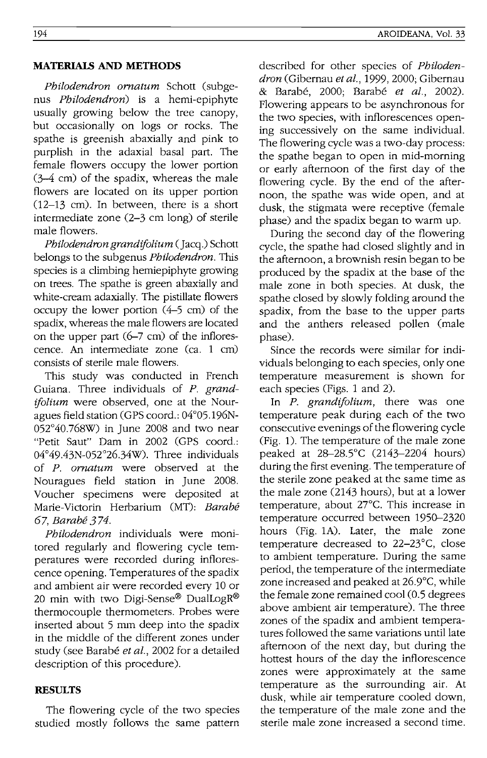## MATERIALS AND METHODS

*Philodendron ornatum* Schott (subgenus *Philodendron*) is a hemi-epiphyte usually growing below the tree canopy, but occasionally on logs or rocks. The spathe is greenish abaxially and pink to purplish in the adaxial basal part. The female flowers occupy the lower portion (3–4 cm) of the spadix, whereas the male flowers are located on its upper portion (12–13 cm). In between, there is a short intermediate zone (2–3 cm long) of sterile male flowers.

*Philodendron grandifolium* (Jacq.) Schott belongs to the subgenus *Philodendron*. This species is a climbing hemiepiphyte growing on trees. The spathe is green abaxially and white-cream adaxially. The pistillate flowers occupy the lower portion (4–5 cm) of the spadix, whereas the male flowers are located on the upper part (6–7 cm) of the inflorescence. An intermediate zone (ca. 1 cm) consists of sterile male flowers.

This study was conducted in French Guiana. Three individuals of *P. grandifolium* were observed, one at the Nouragues field station (GPS coord.: 04°05.196N-052°40.768W) in June 2008 and two near "Petit Saut" Dam in 2002 (GPS coord.: 04°49.43N-052°26.34W). Three individuals of *P. ornatum* were observed at the Nouragues field station in June 2008. Voucher specimens were deposited at Marie-Victorin Herbarium (MT): *Barabé 67*, *Barabé 374*.

*Philodendron* individuals were monitored regularly and flowering cycle temperatures were recorded during inflorescence opening. Temperatures of the spadix and ambient air were recorded every 10 or 20 min with two Digi-Sense® DualLogR® thermocouple thermometers. Probes were inserted about 5 mm deep into the spadix in the middle of the different zones under study (see Barabé *et al.*, 2002 for a detailed description of this procedure).

## RESULTS

The flowering cycle of the two species studied mostly follows the same pattern described for other species of *Philodendron* (Gibernau *et al.*, 1999, 2000; Gibernau & Barabé, 2000; Barabé *et al.*, 2002). Flowering appears to be asynchronous for the two species, with inflorescences opening successively on the same individual. The flowering cycle was a two-day process: the spathe began to open in mid-morning or early afternoon of the first day of the flowering cycle. By the end of the afternoon, the spathe was wide open, and at dusk, the stigmata were receptive (female phase) and the spadix began to warm up.

During the second day of the flowering cycle, the spathe had closed slightly and in the afternoon, a brownish resin began to be produced by the spadix at the base of the male zone in both species. At dusk, the spathe closed by slowly folding around the spadix, from the base to the upper parts and the anthers released pollen (male phase).

Since the records were similar for individuals belonging to each species, only one temperature measurement is shown for each species (Figs. 1 and 2).

In *P. grandifolium*, there was one temperature peak during each of the two consecutive evenings of the flowering cycle (Fig. 1). The temperature of the male zone peaked at 28–28.5°C (2143–2204 hours) during the first evening. The temperature of the sterile zone peaked at the same time as the male zone (2143 hours), but at a lower temperature, about 27°C. This increase in temperature occurred between 1950–2320 hours (Fig. 1A). Later, the male zone temperature decreased to 22–23°C, close to ambient temperature. During the same period, the temperature of the intermediate zone increased and peaked at 26.9°C, while the female zone remained cool (0.5 degrees above ambient air temperature). The three zones of the spadix and ambient temperatures followed the same variations until late afternoon of the next day, but during the hottest hours of the day the inflorescence zones were approximately at the same temperature as the surrounding air. At dusk, while air temperature cooled down, the temperature of the male zone and the sterile male zone increased a second time.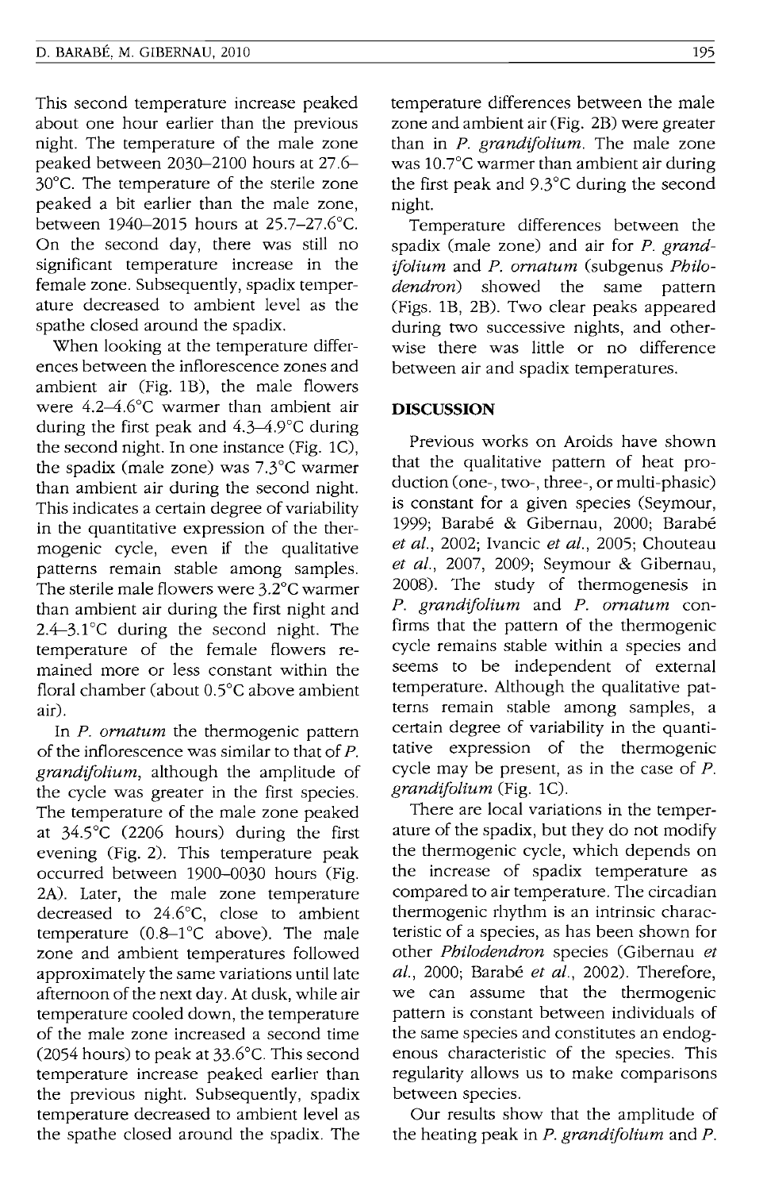This second temperature increase peaked about one hour earlier than the previous night. The temperature of the male zone peaked between 2030–2100 hours at 27.6–30°C. The temperature of the sterile zone peaked a bit earlier than the male zone, between 1940–2015 hours at 25.7–27.6°C. On the second day, there was still no significant temperature increase in the female zone. Subsequently, spadix temperature decreased to ambient level as the spathe closed around the spadix.

When looking at the temperature differences between the inflorescence zones and ambient air (Fig. 1B), the male flowers were 4.2–4.6°C warmer than ambient air during the first peak and 4.3–4.9°C during the second night. In one instance (Fig. 1C), the spadix (male zone) was 7.3°C warmer than ambient air during the second night. This indicates a certain degree of variability in the quantitative expression of the thermogenic cycle, even if the qualitative patterns remain stable among samples. The sterile male flowers were 3.2°C warmer than ambient air during the first night and 2.4–3.1°C during the second night. The temperature of the female flowers remained more or less constant within the floral chamber (about 0.5°C above ambient air).

In *P. ornatum* the thermogenic pattern of the inflorescence was similar to that of *P. grandifolium*, although the amplitude of the cycle was greater in the first species. The temperature of the male zone peaked at 34.5°C (2206 hours) during the first evening (Fig. 2). This temperature peak occurred between 1900–0030 hours (Fig. 2A). Later, the male zone temperature decreased to 24.6°C, close to ambient temperature (0.8–1°C above). The male zone and ambient temperatures followed approximately the same variations until late afternoon of the next day. At dusk, while air temperature cooled down, the temperature of the male zone increased a second time (2054 hours) to peak at 33.6°C. This second temperature increase peaked earlier than the previous night. Subsequently, spadix temperature decreased to ambient level as the spathe closed around the spadix. The temperature differences between the male zone and ambient air (Fig. 2B) were greater than in *P. grandifolium*. The male zone was 10.7°C warmer than ambient air during the first peak and 9.3°C during the second night.

Temperature differences between the spadix (male zone) and air for *P. grandifolium* and *P. ornatum* (subgenus *Philodendron*) showed the same pattern (Figs. 1B, 2B). Two clear peaks appeared during two successive nights, and otherwise there was little or no difference between air and spadix temperatures.

## DISCUSSION

Previous works on Aroids have shown that the qualitative pattern of heat production (one-, two-, three-, or multi-phasic) is constant for a given species (Seymour, 1999; Barabé & Gibernau, 2000; Barabé *et al.*, 2002; Ivancic *et al.*, 2005; Chouteau *et al.*, 2007, 2009; Seymour & Gibernau, 2008). The study of thermogenesis in *P. grandifolium* and *P. ornatum* confirms that the pattern of the thermogenic cycle remains stable within a species and seems to be independent of external temperature. Although the qualitative patterns remain stable among samples, a certain degree of variability in the quantitative expression of the thermogenic cycle may be present, as in the case of *P. grandifolium* (Fig. 1C).

There are local variations in the temperature of the spadix, but they do not modify the thermogenic cycle, which depends on the increase of spadix temperature as compared to air temperature. The circadian thermogenic rhythm is an intrinsic characteristic of a species, as has been shown for other *Philodendron* species (Gibernau *et al.*, 2000; Barabé *et al.*, 2002). Therefore, we can assume that the thermogenic pattern is constant between individuals of the same species and constitutes an endogenous characteristic of the species. This regularity allows us to make comparisons between species.

Our results show that the amplitude of the heating peak in *P. grandifolium* and *P.*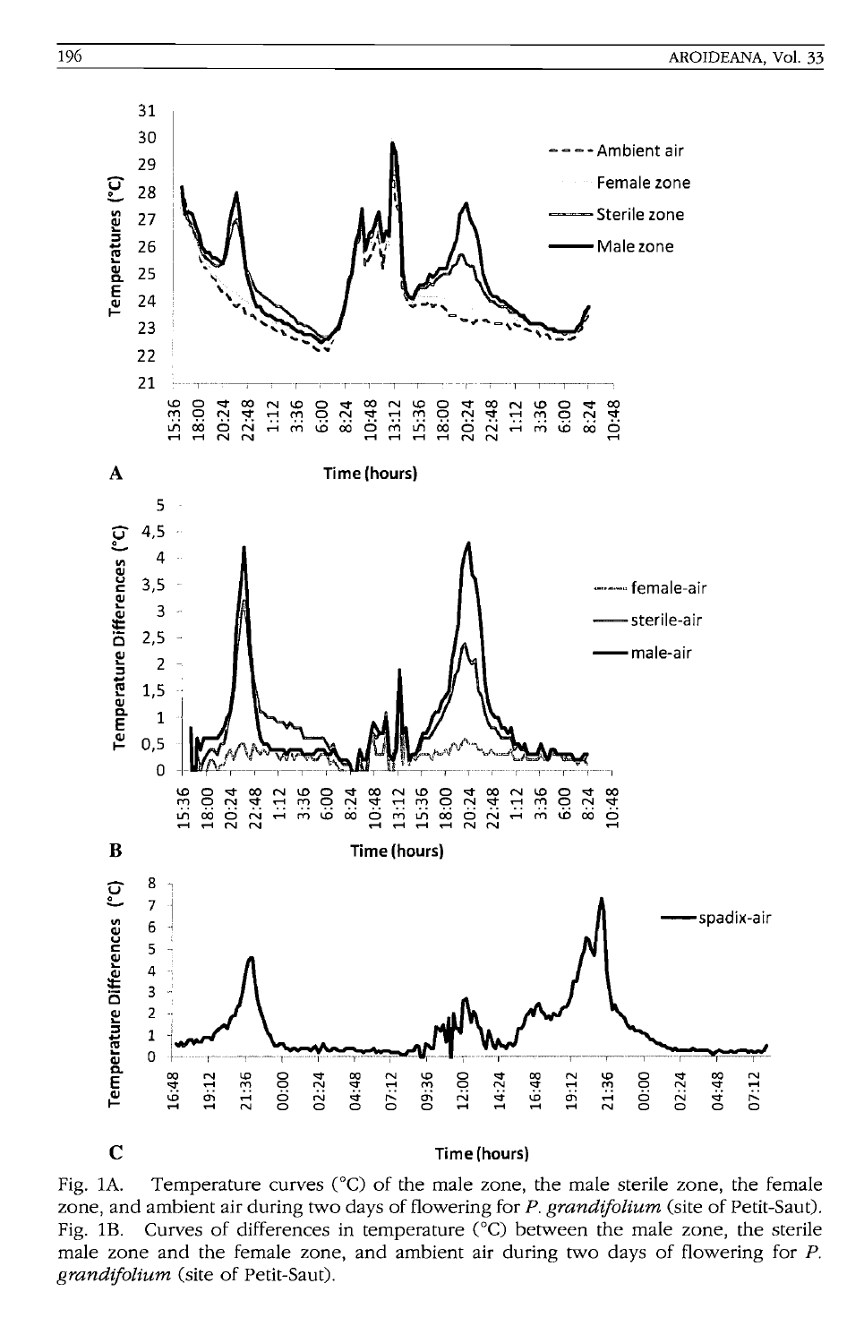Fig. 1A. Temperature curves (°C) of the male zone, the male sterile zone, the female zone, and ambient air during two days of flowering for *P. grandifolium* (site of Petit-Saut).

Fig. 1B. Curves of differences in temperature (°C) between the male zone, the sterile male zone and the female zone, and ambient air during two days of flowering for *P. grandifolium* (site of Petit-Saut).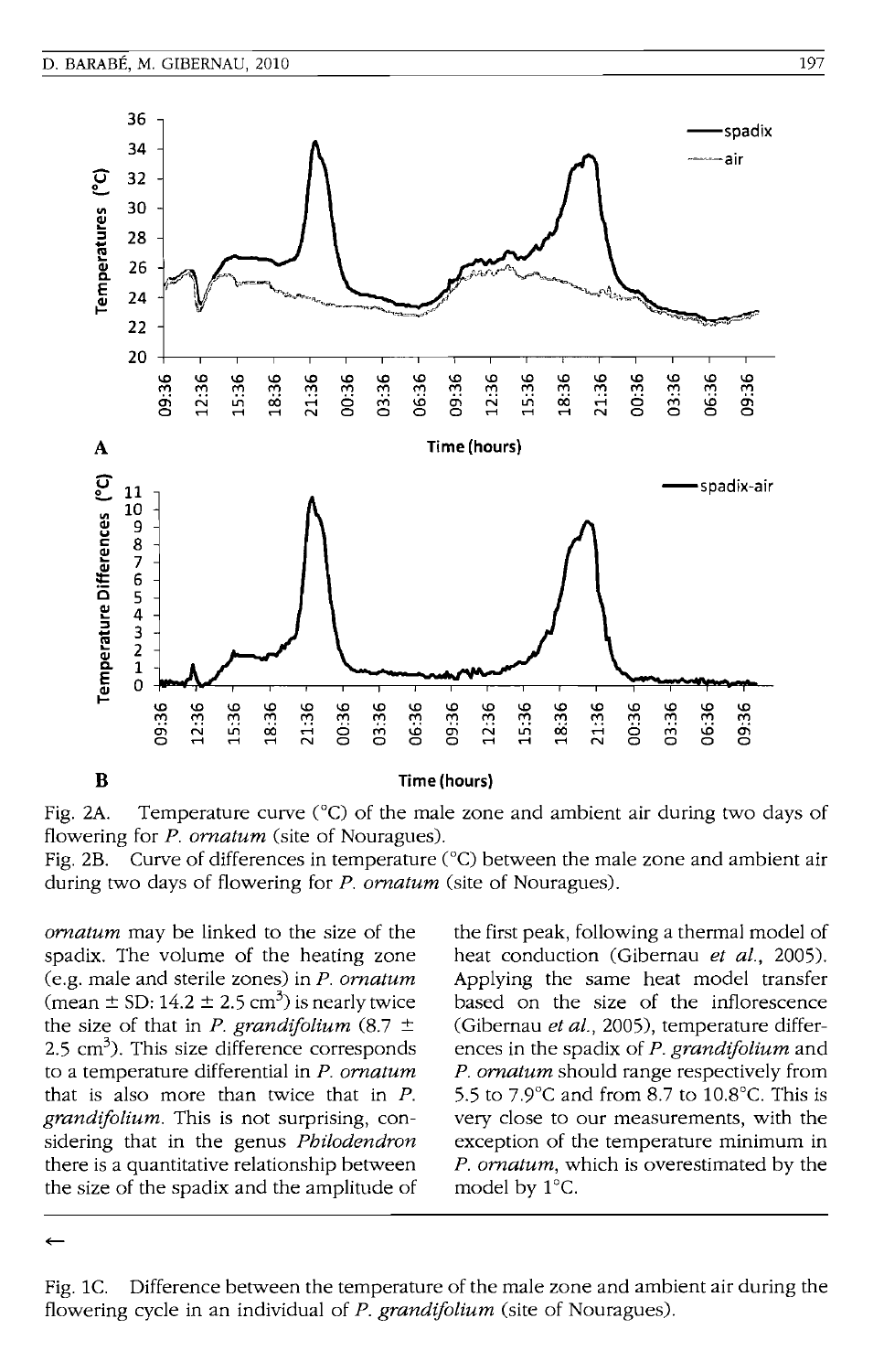Fig. 2A. Temperature curve (°C) of the male zone and ambient air during two days of flowering for *P. ornatum* (site of Nouragues).

Fig. 2B. Curve of differences in temperature (°C) between the male zone and ambient air during two days of flowering for *P. ornatum* (site of Nouragues).

*ornatum* may be linked to the size of the spadix. The volume of the heating zone (e.g. male and sterile zones) in *P. ornatum* (mean ± SD: 14.2 ± 2.5 cm$^3$) is nearly twice the size of that in *P. grandifolium* (8.7 ± 2.5 cm$^3$). This size difference corresponds to a temperature differential in *P. ornatum* that is also more than twice that in *P. grandifolium*. This is not surprising, considering that in the genus *Philodendron* there is a quantitative relationship between the size of the spadix and the amplitude of the first peak, following a thermal model of heat conduction (Gibernau *et al.*, 2005). Applying the same heat model transfer based on the size of the inflorescence (Gibernau *et al.*, 2005), temperature differences in the spadix of *P. grandifolium* and *P. ornatum* should range respectively from 5.5 to 7.9°C and from 8.7 to 10.8°C. This is very close to our measurements, with the exception of the temperature minimum in *P. ornatum*, which is overestimated by the model by 1°C.

←

Fig. 1C. Difference between the temperature of the male zone and ambient air during the flowering cycle in an individual of *P. grandifolium* (site of Nouragues).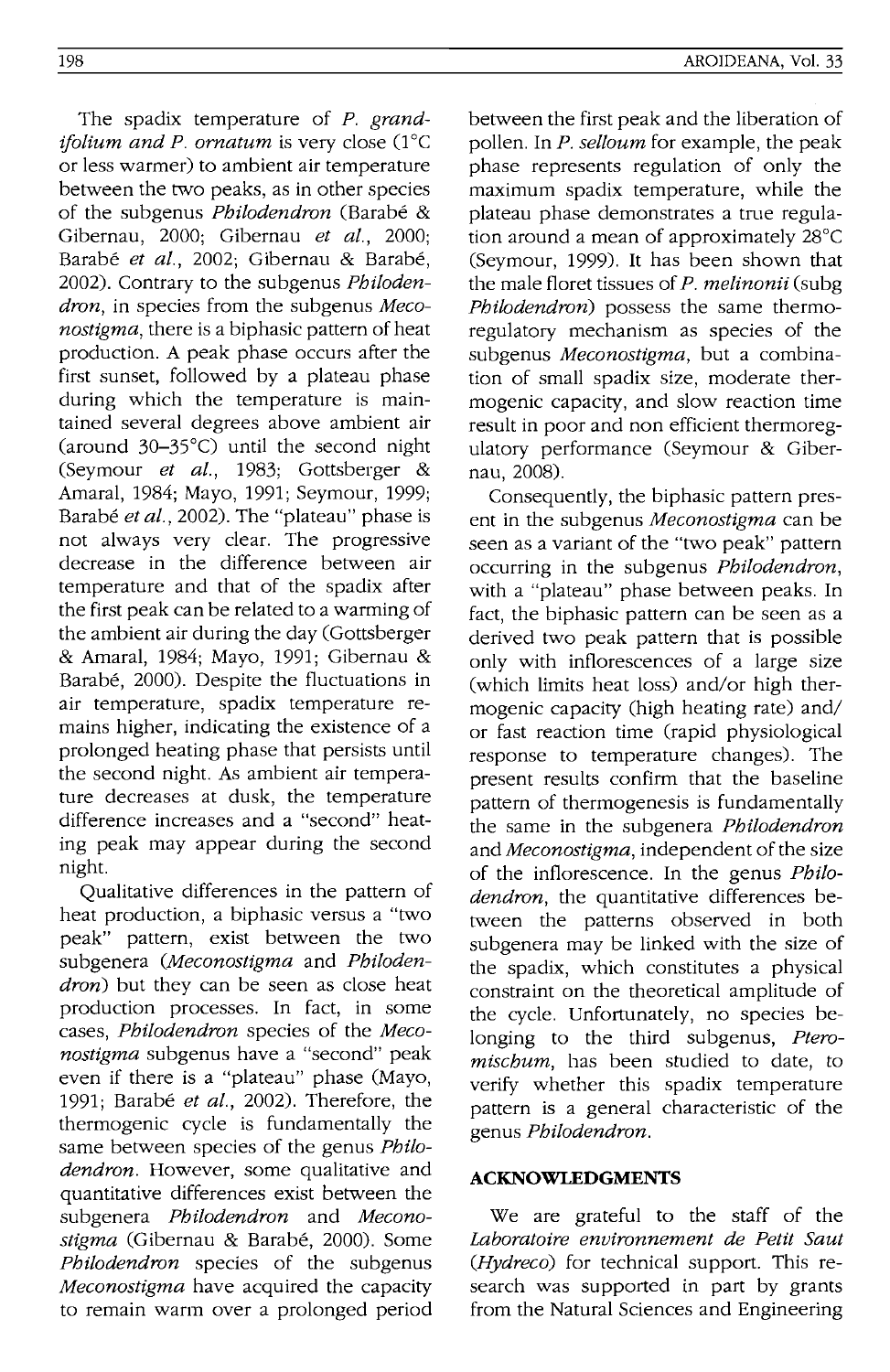The spadix temperature of *P. grandifolium and P. ornatum* is very close (1°C or less warmer) to ambient air temperature between the two peaks, as in other species of the subgenus *Philodendron* (Barabé & Gibernau, 2000; Gibernau *et al.*, 2000; Barabé *et al.*, 2002; Gibernau & Barabé, 2002). Contrary to the subgenus *Philodendron*, in species from the subgenus *Meconostigma*, there is a biphasic pattern of heat production. A peak phase occurs after the first sunset, followed by a plateau phase during which the temperature is maintained several degrees above ambient air (around 30–35°C) until the second night (Seymour *et al.*, 1983; Gottsberger & Amaral, 1984; Mayo, 1991; Seymour, 1999; Barabé *et al.*, 2002). The "plateau" phase is not always very clear. The progressive decrease in the difference between air temperature and that of the spadix after the first peak can be related to a warming of the ambient air during the day (Gottsberger & Amaral, 1984; Mayo, 1991; Gibernau & Barabé, 2000). Despite the fluctuations in air temperature, spadix temperature remains higher, indicating the existence of a prolonged heating phase that persists until the second night. As ambient air temperature decreases at dusk, the temperature difference increases and a "second" heating peak may appear during the second night.

Qualitative differences in the pattern of heat production, a biphasic versus a "two peak" pattern, exist between the two subgenera (*Meconostigma* and *Philodendron*) but they can be seen as close heat production processes. In fact, in some cases, *Philodendron* species of the *Meconostigma* subgenus have a "second" peak even if there is a "plateau" phase (Mayo, 1991; Barabé *et al.*, 2002). Therefore, the thermogenic cycle is fundamentally the same between species of the genus *Philodendron*. However, some qualitative and quantitative differences exist between the subgenera *Philodendron* and *Meconostigma* (Gibernau & Barabé, 2000). Some *Philodendron* species of the subgenus *Meconostigma* have acquired the capacity to remain warm over a prolonged period between the first peak and the liberation of pollen. In *P. selloum* for example, the peak phase represents regulation of only the maximum spadix temperature, while the plateau phase demonstrates a true regulation around a mean of approximately 28°C (Seymour, 1999). It has been shown that the male floret tissues of *P. melinonii* (subg *Philodendron*) possess the same thermoregulatory mechanism as species of the subgenus *Meconostigma*, but a combination of small spadix size, moderate thermogenic capacity, and slow reaction time result in poor and non efficient thermoregulatory performance (Seymour & Gibernau, 2008).

Consequently, the biphasic pattern present in the subgenus *Meconostigma* can be seen as a variant of the "two peak" pattern occurring in the subgenus *Philodendron*, with a "plateau" phase between peaks. In fact, the biphasic pattern can be seen as a derived two peak pattern that is possible only with inflorescences of a large size (which limits heat loss) and/or high thermogenic capacity (high heating rate) and/or fast reaction time (rapid physiological response to temperature changes). The present results confirm that the baseline pattern of thermogenesis is fundamentally the same in the subgenera *Philodendron* and *Meconostigma*, independent of the size of the inflorescence. In the genus *Philodendron*, the quantitative differences between the patterns observed in both subgenera may be linked with the size of the spadix, which constitutes a physical constraint on the theoretical amplitude of the cycle. Unfortunately, no species belonging to the third subgenus, *Pteromischum*, has been studied to date, to verify whether this spadix temperature pattern is a general characteristic of the genus *Philodendron*.

## ACKNOWLEDGMENTS

We are grateful to the staff of the *Laboratoire environnement de Petit Saut* (*Hydreco*) for technical support. This research was supported in part by grants from the Natural Sciences and Engineering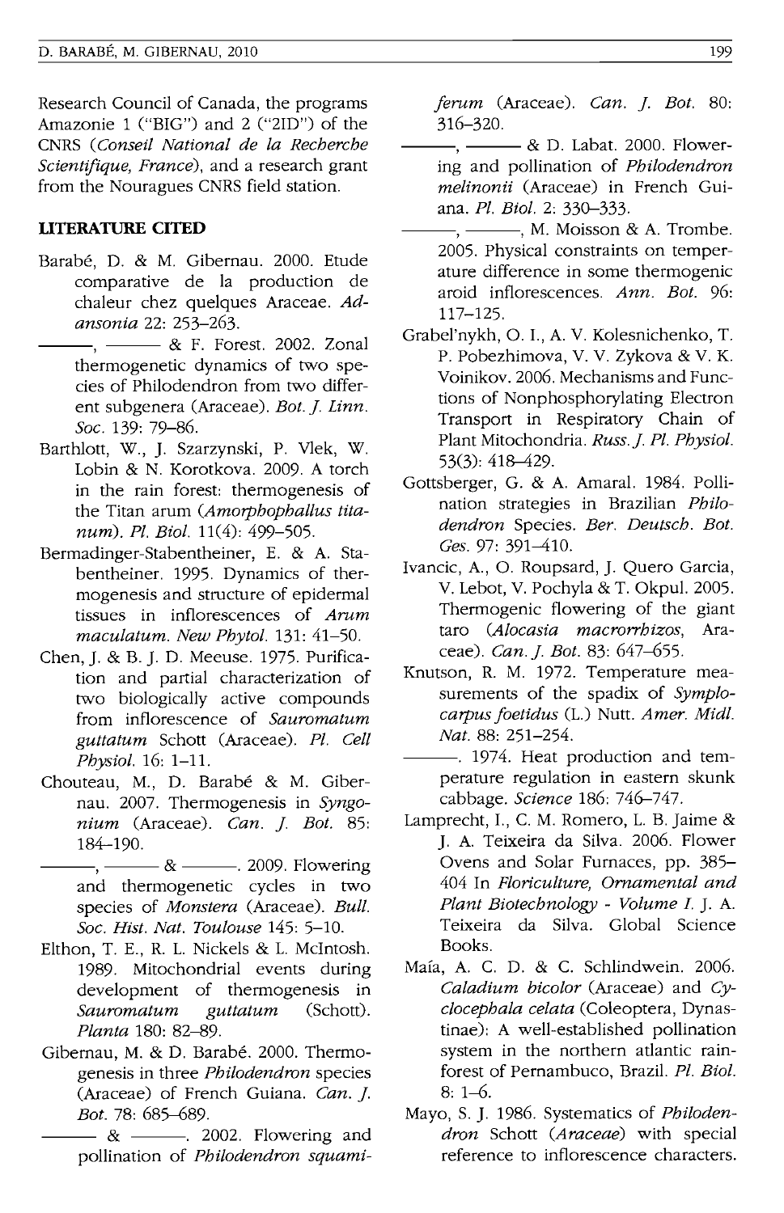Research Council of Canada, the programs Amazonie 1 ("BIG") and 2 ("2ID") of the CNRS (*Conseil National de la Recherche Scientifique, France*), and a research grant from the Nouragues CNRS field station.

## LITERATURE CITED

Barabé, D. & M. Gibernau. 2000. Etude comparative de la production de chaleur chez quelques Araceae. *Adansonia* 22: 253–263.

———, ——— & F. Forest. 2002. Zonal thermogenetic dynamics of two species of Philodendron from two different subgenera (Araceae). *Bot. J. Linn. Soc.* 139: 79–86.

Barthlott, W., J. Szarzynski, P. Vlek, W. Lobin & N. Korotkova. 2009. A torch in the rain forest: thermogenesis of the Titan arum (*Amorphophallus titanum*). *Pl. Biol.* 11(4): 499–505.

Bermadinger-Stabentheiner, E. & A. Stabentheiner. 1995. Dynamics of thermogenesis and structure of epidermal tissues in inflorescences of *Arum maculatum*. *New Phytol.* 131: 41–50.

Chen, J. & B. J. D. Meeuse. 1975. Purification and partial characterization of two biologically active compounds from inflorescence of *Sauromatum guttatum* Schott (Araceae). *Pl. Cell Physiol.* 16: 1–11.

Chouteau, M., D. Barabé & M. Gibernau. 2007. Thermogenesis in *Syngonium* (Araceae). *Can. J. Bot.* 85: 184–190.

———, ——— & ———. 2009. Flowering and thermogenetic cycles in two species of *Monstera* (Araceae). *Bull. Soc. Hist. Nat. Toulouse* 145: 5–10.

Elthon, T. E., R. L. Nickels & L. McIntosh. 1989. Mitochondrial events during development of thermogenesis in *Sauromatum guttatum* (Schott). *Planta* 180: 82–89.

Gibernau, M. & D. Barabé. 2000. Thermogenesis in three *Philodendron* species (Araceae) of French Guiana. *Can. J. Bot.* 78: 685–689.

——— & ———. 2002. Flowering and pollination of *Philodendron squamiferum* (Araceae). *Can. J. Bot.* 80: 316–320.

———, ——— & D. Labat. 2000. Flowering and pollination of *Philodendron melinonii* (Araceae) in French Guiana. *Pl. Biol.* 2: 330–333.

———, ———, M. Moisson & A. Trombe. 2005. Physical constraints on temperature difference in some thermogenic aroid inflorescences. *Ann. Bot.* 96: 117–125.

Grabel'nykh, O. I., A. V. Kolesnichenko, T. P. Pobezhimova, V. V. Zykova & V. K. Voinikov. 2006. Mechanisms and Functions of Nonphosphorylating Electron Transport in Respiratory Chain of Plant Mitochondria. *Russ. J. Pl. Physiol.* 53(3): 418–429.

Gottsberger, G. & A. Amaral. 1984. Pollination strategies in Brazilian *Philodendron* Species. *Ber. Deutsch. Bot. Ges.* 97: 391–410.

Ivancic, A., O. Roupsard, J. Quero Garcia, V. Lebot, V. Pochyla & T. Okpul. 2005. Thermogenic flowering of the giant taro (*Alocasia macrorrhizos*, Araceae). *Can. J. Bot.* 83: 647–655.

Knutson, R. M. 1972. Temperature measurements of the spadix of *Symplocarpus foetidus* (L.) Nutt. *Amer. Midl. Nat.* 88: 251–254.

———. 1974. Heat production and temperature regulation in eastern skunk cabbage. *Science* 186: 746–747.

Lamprecht, I., C. M. Romero, L. B. Jaime & J. A. Teixeira da Silva. 2006. Flower Ovens and Solar Furnaces, pp. 385–404 In *Floriculture, Ornamental and Plant Biotechnology - Volume I*. J. A. Teixeira da Silva. Global Science Books.

Maía, A. C. D. & C. Schlindwein. 2006. *Caladium bicolor* (Araceae) and *Cyclocephala celata* (Coleoptera, Dynastinae): A well-established pollination system in the northern atlantic rainforest of Pernambuco, Brazil. *Pl. Biol.* 8: 1–6.

Mayo, S. J. 1986. Systematics of *Philodendron* Schott (*Araceae*) with special reference to inflorescence characters.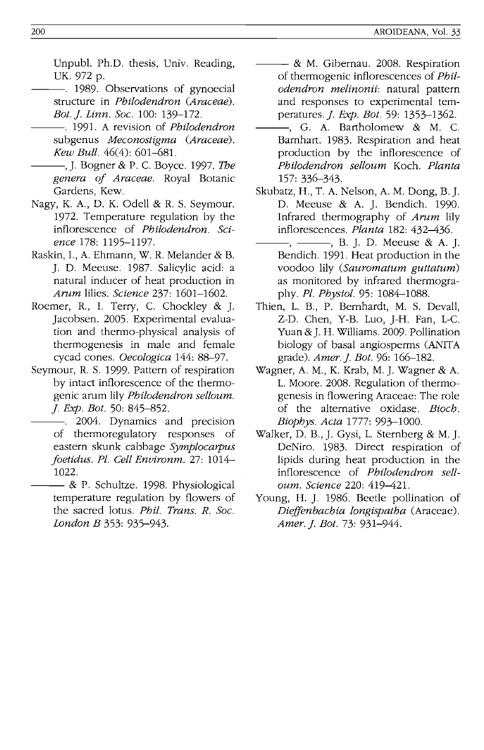Unpubl. Ph.D. thesis, Univ. Reading, UK. 972 p.

———. 1989. Observations of gynoecial structure in *Philodendron* (*Araceae*). *Bot. J. Linn. Soc.* 100: 139–172.

———. 1991. A revision of *Philodendron* subgenus *Meconostigma* (*Araceae*). *Kew Bull.* 46(4): 601–681.

———, J. Bogner & P. C. Boyce. 1997. *The genera of Araceae.* Royal Botanic Gardens, Kew.

Nagy, K. A., D. K. Odell & R. S. Seymour. 1972. Temperature regulation by the inflorescence of *Philodendron*. *Science* 178: 1195–1197.

Raskin, I., A. Ehmann, W. R. Melander & B. J. D. Meeuse. 1987. Salicylic acid: a natural inducer of heat production in *Arum* lilies. *Science* 237: 1601–1602.

Roemer, R., I. Terry, C. Chockley & J. Jacobsen. 2005. Experimental evaluation and thermo-physical analysis of thermogenesis in male and female cycad cones. *Oecologica* 144: 88–97.

Seymour, R. S. 1999. Pattern of respiration by intact inflorescence of the thermogenic arum lily *Philodendron selloum*. *J. Exp. Bot.* 50: 845–852.

———. 2004. Dynamics and precision of thermoregulatory responses of eastern skunk cabbage *Symplocarpus foetidus*. *Pl. Cell Environm.* 27: 1014–1022.

——— & P. Schultze. 1998. Physiological temperature regulation by flowers of the sacred lotus. *Phil. Trans. R. Soc. London B* 353: 935–943.

——— & M. Gibernau. 2008. Respiration of thermogenic inflorescences of *Philodendron melinonii*: natural pattern and responses to experimental temperatures. *J. Exp. Bot.* 59: 1353–1362.

———, G. A. Bartholomew & M. C. Barnhart. 1983. Respiration and heat production by the inflorescence of *Philodendron selloum* Koch. *Planta* 157: 336–343.

Skubatz, H., T. A. Nelson, A. M. Dong, B. J. D. Meeuse & A. J. Bendich. 1990. Infrared thermography of *Arum* lily inflorescences. *Planta* 182: 432–436.

———, ———, B. J. D. Meeuse & A. J. Bendich. 1991. Heat production in the voodoo lily (*Sauromatum guttatum*) as monitored by infrared thermography. *Pl. Physiol.* 95: 1084–1088.

Thien, L. B., P. Bernhardt, M. S. Devall, Z-D. Chen, Y-B. Luo, J-H. Fan, L-C. Yuan & J. H. Williams. 2009. Pollination biology of basal angiosperms (ANITA grade). *Amer. J. Bot.* 96: 166–182.

Wagner, A. M., K. Krab, M. J. Wagner & A. L. Moore. 2008. Regulation of thermogenesis in flowering Araceae: The role of the alternative oxidase. *Bioch. Biophys. Acta* 1777: 993–1000.

Walker, D. B., J. Gysi, L. Sternberg & M. J. DeNiro. 1983. Direct respiration of lipids during heat production in the inflorescence of *Philodendron selloum*. *Science* 220: 419–421.

Young, H. J. 1986. Beetle pollination of *Dieffenbachia longispatha* (Araceae). *Amer. J. Bot.* 73: 931–944.